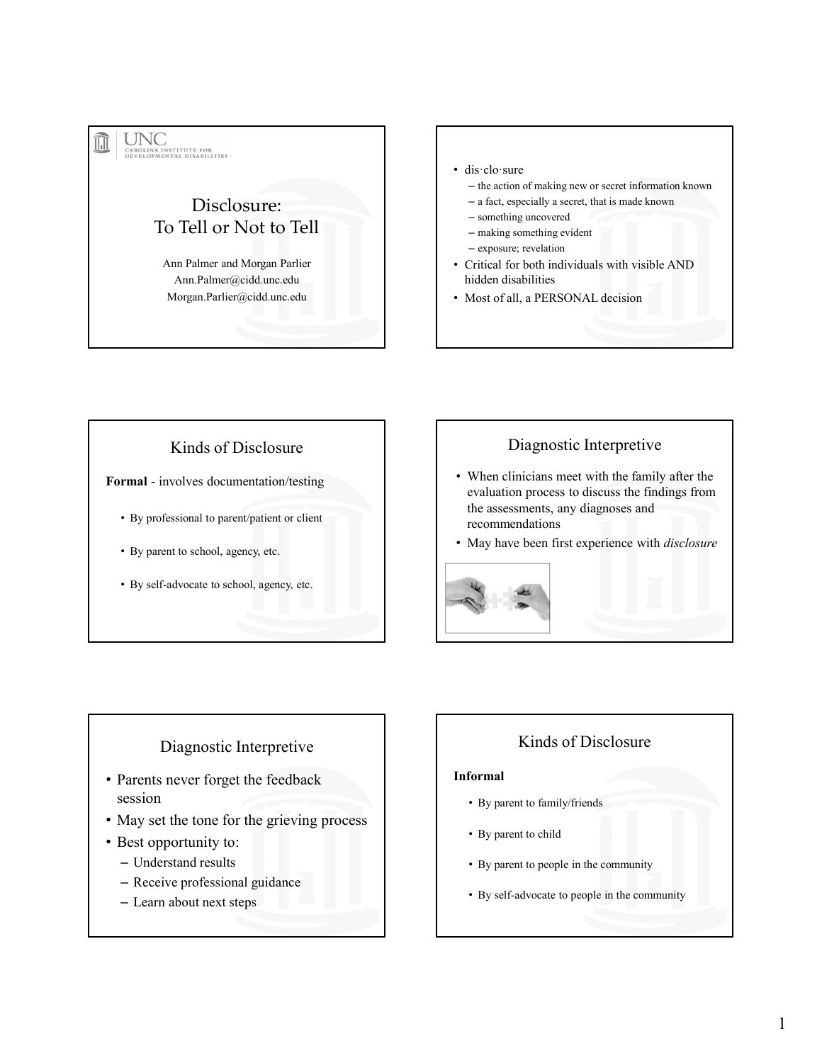# Disclosure: To Tell or Not to Tell

UNC Carolina Institute for Developmental Disabilities

Ann Palmer and Morgan Parlier
Ann.Palmer@cidd.unc.edu
Morgan.Parlier@cidd.unc.edu

---

- dis·clo·sure
  - the action of making new or secret information known
  - a fact, especially a secret, that is made known
  - something uncovered
  - making something evident
  - exposure; revelation
- Critical for both individuals with visible AND hidden disabilities
- Most of all, a PERSONAL decision

---

## Kinds of Disclosure

**Formal** - involves documentation/testing

- By professional to parent/patient or client
- By parent to school, agency, etc.
- By self-advocate to school, agency, etc.

---

## Diagnostic Interpretive

- When clinicians meet with the family after the evaluation process to discuss the findings from the assessments, any diagnoses and recommendations
- May have been first experience with *disclosure*

---

## Diagnostic Interpretive

- Parents never forget the feedback session
- May set the tone for the grieving process
- Best opportunity to:
  - Understand results
  - Receive professional guidance
  - Learn about next steps

---

## Kinds of Disclosure

**Informal**

- By parent to family/friends
- By parent to child
- By parent to people in the community
- By self-advocate to people in the community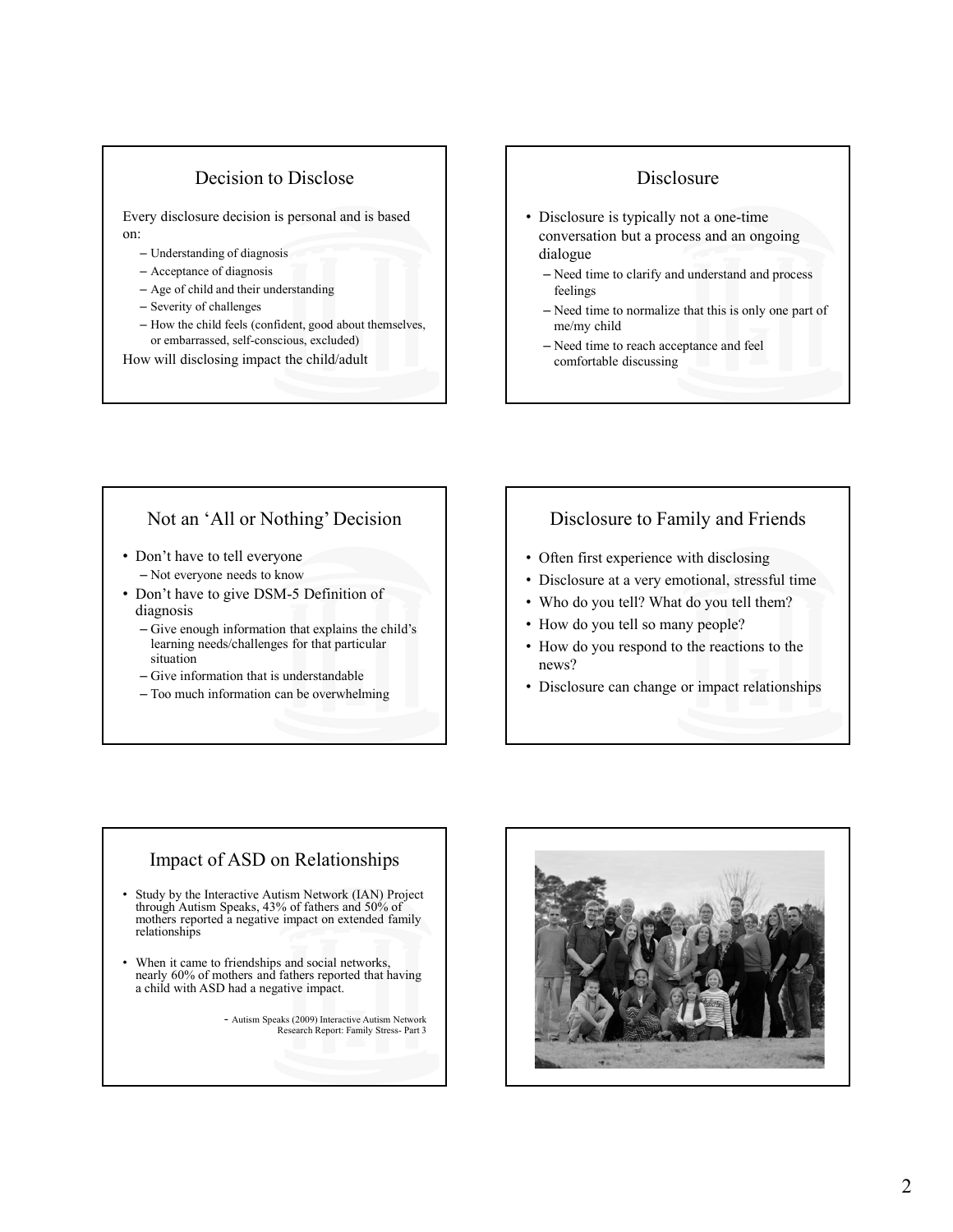## Decision to Disclose

Every disclosure decision is personal and is based on:

- Understanding of diagnosis
- Acceptance of diagnosis
- Age of child and their understanding
- Severity of challenges
- How the child feels (confident, good about themselves, or embarrassed, self-conscious, excluded)

How will disclosing impact the child/adult

## Disclosure

- Disclosure is typically not a one-time conversation but a process and an ongoing dialogue
  - Need time to clarify and understand and process feelings
  - Need time to normalize that this is only one part of me/my child
  - Need time to reach acceptance and feel comfortable discussing

## Not an 'All or Nothing' Decision

- Don't have to tell everyone
  - Not everyone needs to know
- Don't have to give DSM-5 Definition of diagnosis
  - Give enough information that explains the child's learning needs/challenges for that particular situation
  - Give information that is understandable
  - Too much information can be overwhelming

## Disclosure to Family and Friends

- Often first experience with disclosing
- Disclosure at a very emotional, stressful time
- Who do you tell? What do you tell them?
- How do you tell so many people?
- How do you respond to the reactions to the news?
- Disclosure can change or impact relationships

## Impact of ASD on Relationships

- Study by the Interactive Autism Network (IAN) Project through Autism Speaks, 43% of fathers and 50% of mothers reported a negative impact on extended family relationships
- When it came to friendships and social networks, nearly 60% of mothers and fathers reported that having a child with ASD had a negative impact.

- Autism Speaks (2009) Interactive Autism Network Research Report: Family Stress- Part 3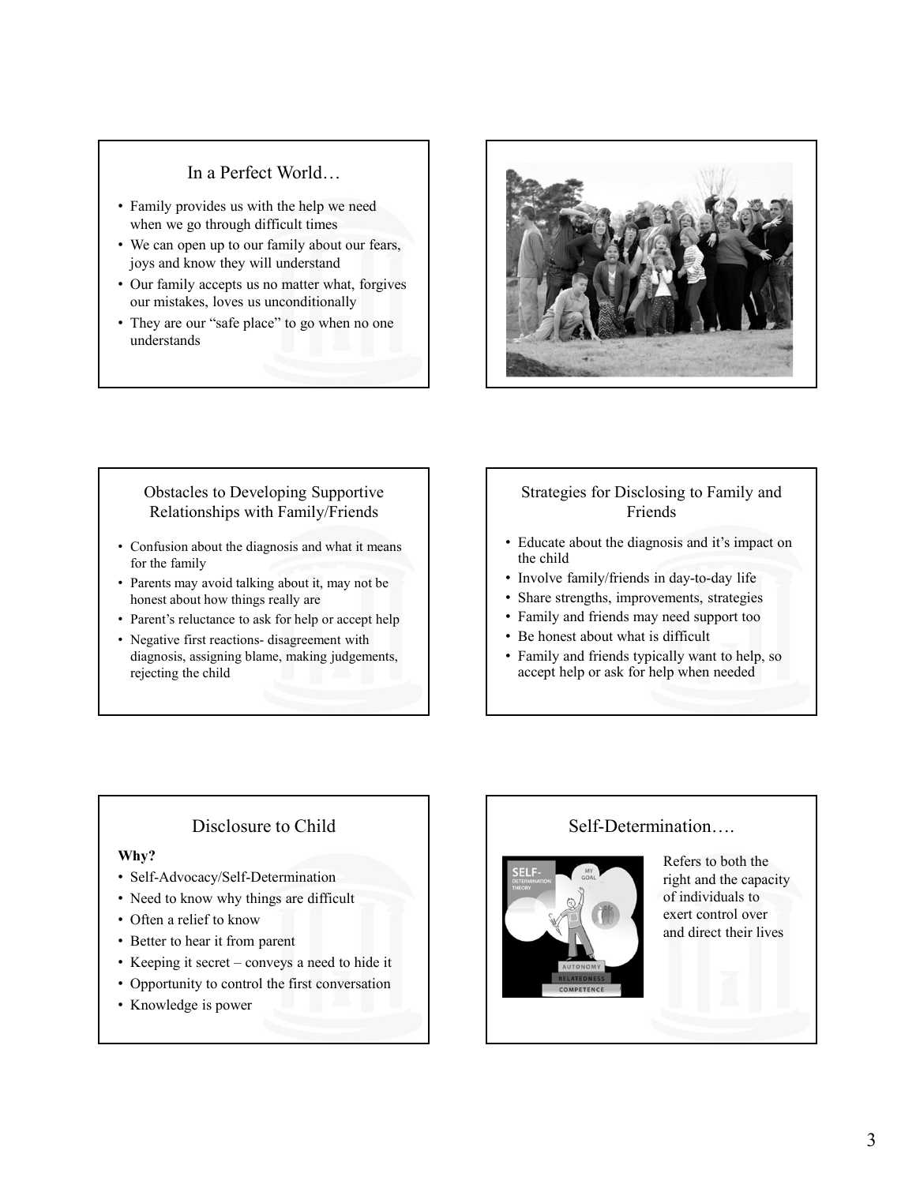## In a Perfect World…

- Family provides us with the help we need when we go through difficult times
- We can open up to our family about our fears, joys and know they will understand
- Our family accepts us no matter what, forgives our mistakes, loves us unconditionally
- They are our "safe place" to go when no one understands

## Obstacles to Developing Supportive Relationships with Family/Friends

- Confusion about the diagnosis and what it means for the family
- Parents may avoid talking about it, may not be honest about how things really are
- Parent's reluctance to ask for help or accept help
- Negative first reactions- disagreement with diagnosis, assigning blame, making judgements, rejecting the child

## Strategies for Disclosing to Family and Friends

- Educate about the diagnosis and it's impact on the child
- Involve family/friends in day-to-day life
- Share strengths, improvements, strategies
- Family and friends may need support too
- Be honest about what is difficult
- Family and friends typically want to help, so accept help or ask for help when needed

## Disclosure to Child

**Why?**

- Self-Advocacy/Self-Determination
- Need to know why things are difficult
- Often a relief to know
- Better to hear it from parent
- Keeping it secret – conveys a need to hide it
- Opportunity to control the first conversation
- Knowledge is power

## Self-Determination….

Refers to both the right and the capacity of individuals to exert control over and direct their lives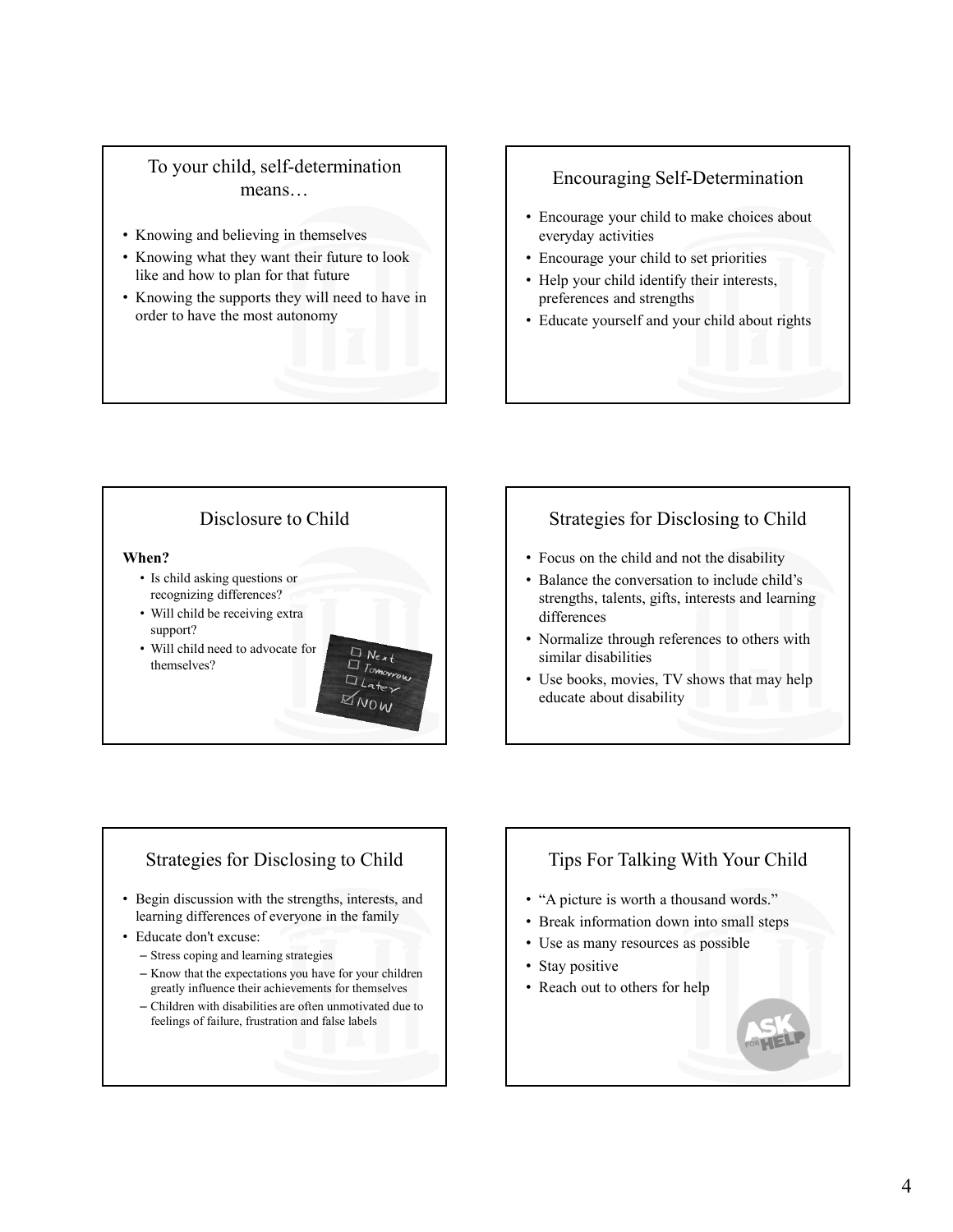## To your child, self-determination means…

- Knowing and believing in themselves
- Knowing what they want their future to look like and how to plan for that future
- Knowing the supports they will need to have in order to have the most autonomy

## Encouraging Self-Determination

- Encourage your child to make choices about everyday activities
- Encourage your child to set priorities
- Help your child identify their interests, preferences and strengths
- Educate yourself and your child about rights

## Disclosure to Child

**When?**

- Is child asking questions or recognizing differences?
- Will child be receiving extra support?
- Will child need to advocate for themselves?

## Strategies for Disclosing to Child

- Focus on the child and not the disability
- Balance the conversation to include child's strengths, talents, gifts, interests and learning differences
- Normalize through references to others with similar disabilities
- Use books, movies, TV shows that may help educate about disability

## Strategies for Disclosing to Child

- Begin discussion with the strengths, interests, and learning differences of everyone in the family
- Educate don't excuse:
  - Stress coping and learning strategies
  - Know that the expectations you have for your children greatly influence their achievements for themselves
  - Children with disabilities are often unmotivated due to feelings of failure, frustration and false labels

## Tips For Talking With Your Child

- "A picture is worth a thousand words."
- Break information down into small steps
- Use as many resources as possible
- Stay positive
- Reach out to others for help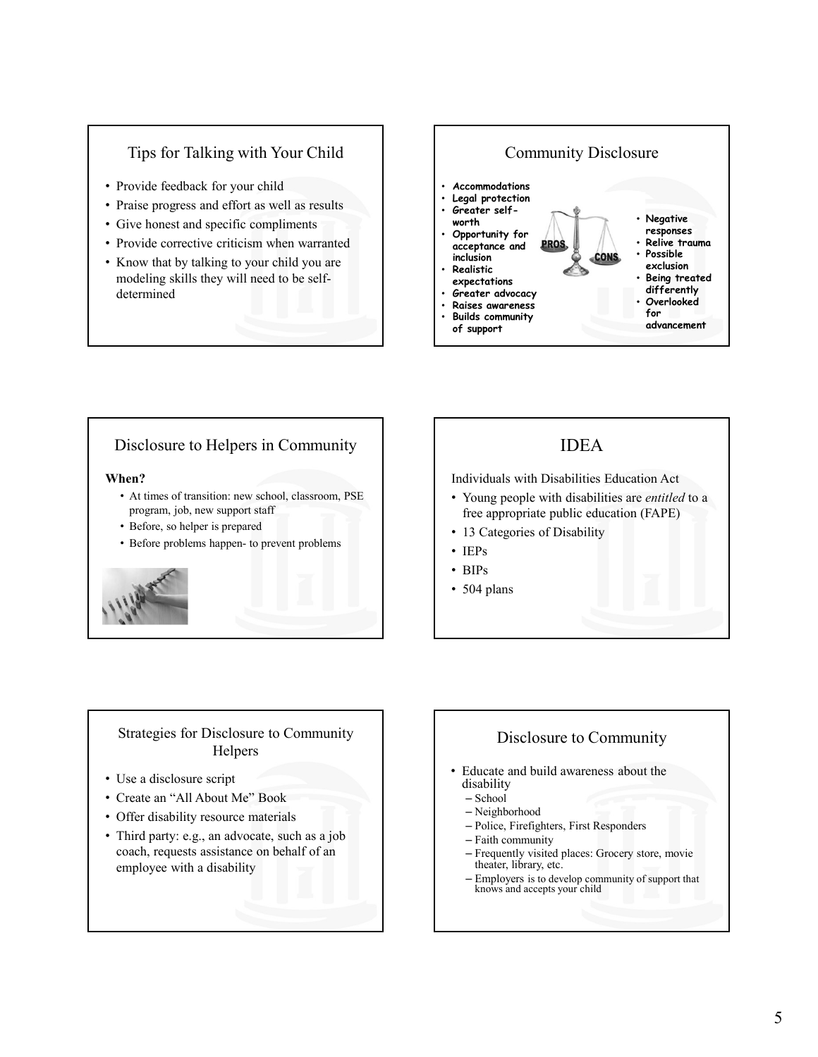## Tips for Talking with Your Child

- Provide feedback for your child
- Praise progress and effort as well as results
- Give honest and specific compliments
- Provide corrective criticism when warranted
- Know that by talking to your child you are modeling skills they will need to be self-determined

## Community Disclosure

**PROS**

- **Accommodations**
- **Legal protection**
- **Greater self-worth**
- **Opportunity for acceptance and inclusion**
- **Realistic expectations**
- **Greater advocacy**
- **Raises awareness**
- **Builds community of support**

**CONS**

- **Negative responses**
- **Relive trauma**
- **Possible exclusion**
- **Being treated differently**
- **Overlooked for advancement**

## Disclosure to Helpers in Community

**When?**

- At times of transition: new school, classroom, PSE program, job, new support staff
- Before, so helper is prepared
- Before problems happen- to prevent problems

## IDEA

Individuals with Disabilities Education Act

- Young people with disabilities are *entitled* to a free appropriate public education (FAPE)
- 13 Categories of Disability
- IEPs
- BIPs
- 504 plans

## Strategies for Disclosure to Community Helpers

- Use a disclosure script
- Create an "All About Me" Book
- Offer disability resource materials
- Third party: e.g., an advocate, such as a job coach, requests assistance on behalf of an employee with a disability

## Disclosure to Community

- Educate and build awareness about the disability
  - School
  - Neighborhood
  - Police, Firefighters, First Responders
  - Faith community
  - Frequently visited places: Grocery store, movie theater, library, etc.
  - Employers is to develop community of support that knows and accepts your child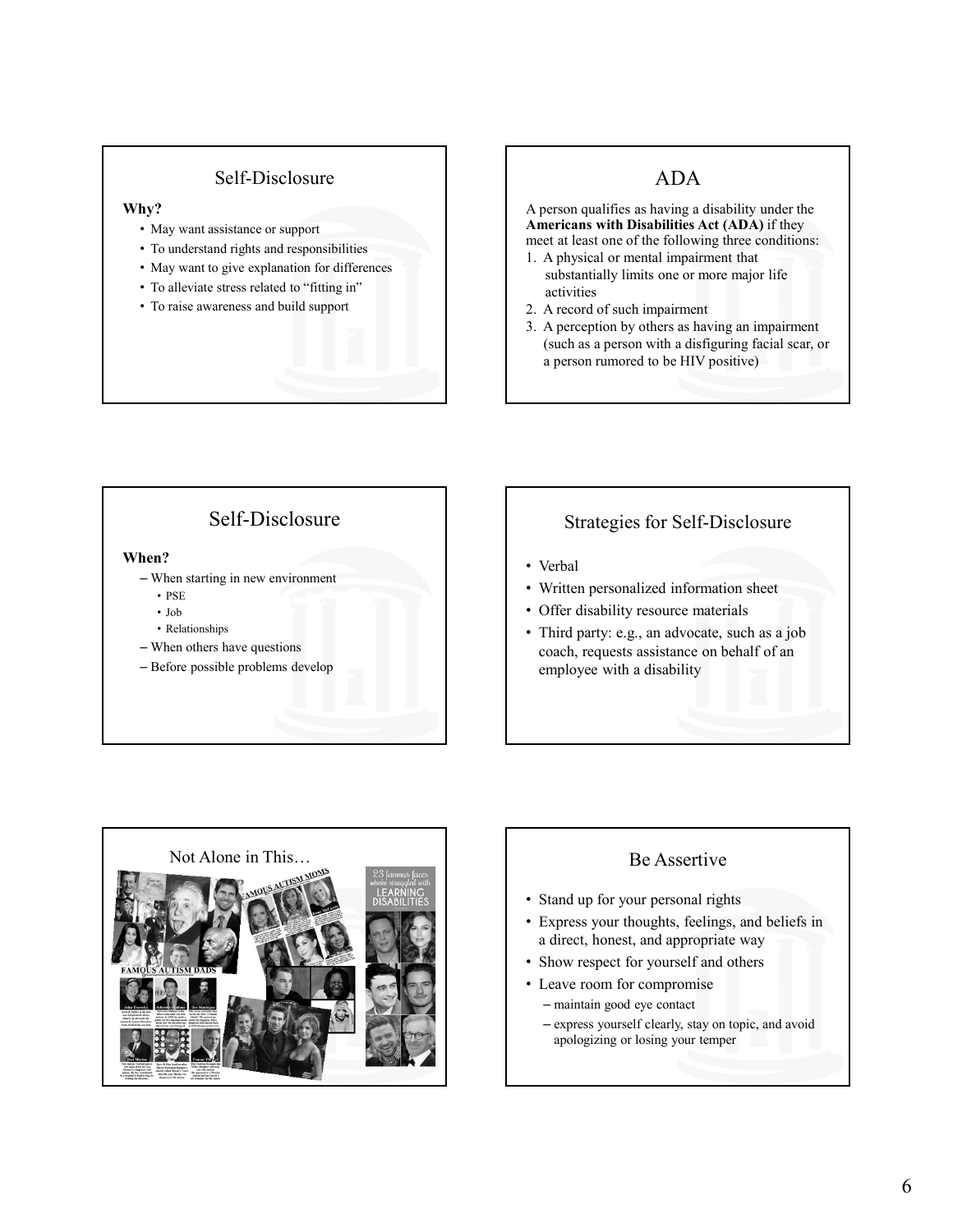## Self-Disclosure

**Why?**

- May want assistance or support
- To understand rights and responsibilities
- May want to give explanation for differences
- To alleviate stress related to "fitting in"
- To raise awareness and build support

## ADA

A person qualifies as having a disability under the **Americans with Disabilities Act (ADA)** if they meet at least one of the following three conditions:

1. A physical or mental impairment that substantially limits one or more major life activities
2. A record of such impairment
3. A perception by others as having an impairment (such as a person with a disfiguring facial scar, or a person rumored to be HIV positive)

## Self-Disclosure

**When?**

- When starting in new environment
  - PSE
  - Job
  - Relationships
- When others have questions
- Before possible problems develop

## Strategies for Self-Disclosure

- Verbal
- Written personalized information sheet
- Offer disability resource materials
- Third party: e.g., an advocate, such as a job coach, requests assistance on behalf of an employee with a disability

## Not Alone in This…

## Be Assertive

- Stand up for your personal rights
- Express your thoughts, feelings, and beliefs in a direct, honest, and appropriate way
- Show respect for yourself and others
- Leave room for compromise
  - maintain good eye contact
  - express yourself clearly, stay on topic, and avoid apologizing or losing your temper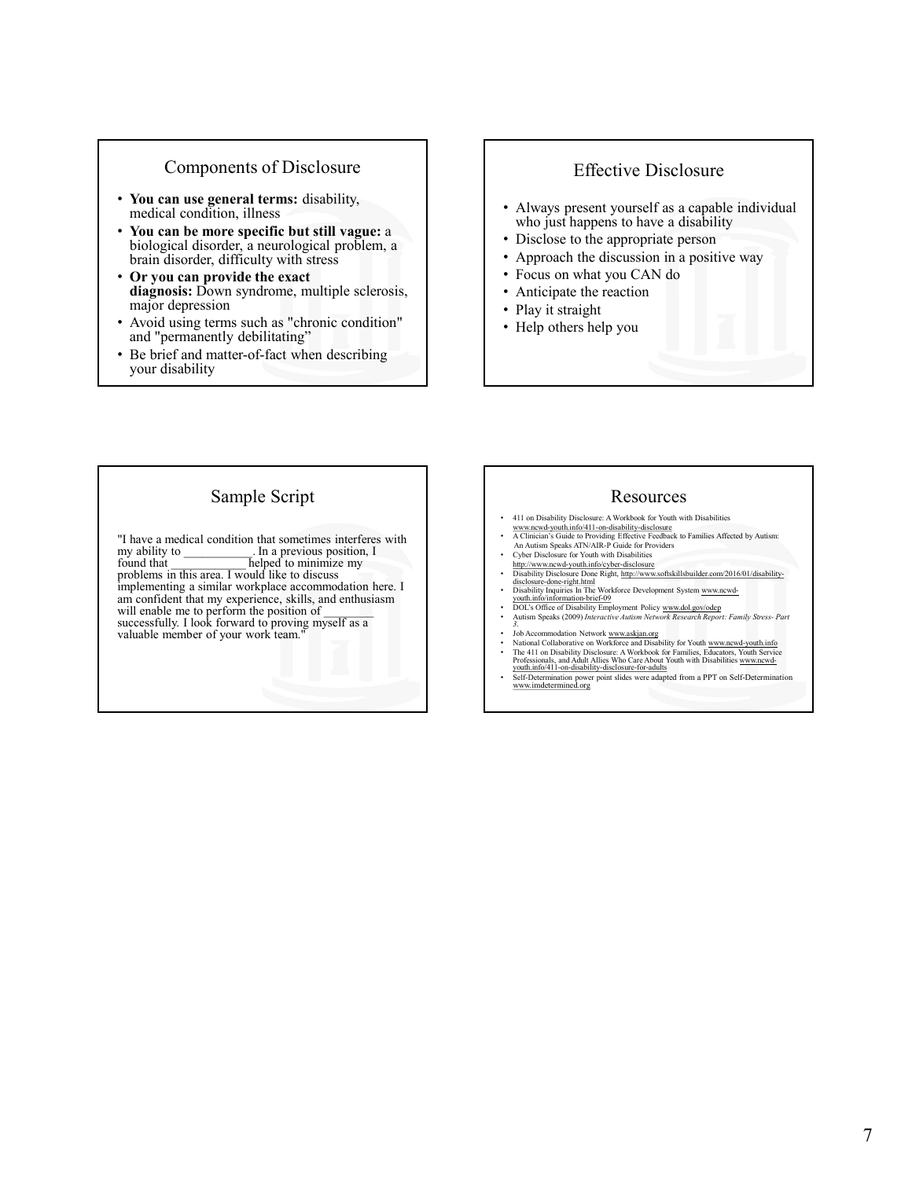## Components of Disclosure

- **You can use general terms:** disability, medical condition, illness
- **You can be more specific but still vague:** a biological disorder, a neurological problem, a brain disorder, difficulty with stress
- **Or you can provide the exact diagnosis:** Down syndrome, multiple sclerosis, major depression
- Avoid using terms such as "chronic condition" and "permanently debilitating"
- Be brief and matter-of-fact when describing your disability

## Effective Disclosure

- Always present yourself as a capable individual who just happens to have a disability
- Disclose to the appropriate person
- Approach the discussion in a positive way
- Focus on what you CAN do
- Anticipate the reaction
- Play it straight
- Help others help you

## Sample Script

"I have a medical condition that sometimes interferes with my ability to ___________. In a previous position, I found that ____________ helped to minimize my problems in this area. I would like to discuss implementing a similar workplace accommodation here. I am confident that my experience, skills, and enthusiasm will enable me to perform the position of ________ successfully. I look forward to proving myself as a valuable member of your work team."

## Resources

- 411 on Disability Disclosure: A Workbook for Youth with Disabilities www.ncwd-youth.info/411-on-disability-disclosure
- A Clinician's Guide to Providing Effective Feedback to Families Affected by Autism: An Autism Speaks ATN/AIR-P Guide for Providers
- Cyber Disclosure for Youth with Disabilities http://www.ncwd-youth.info/cyber-disclosure
- Disability Disclosure Done Right, http://www.softskillsbuilder.com/2016/01/disability-disclosure-done-right.html
- Disability Inquiries In The Workforce Development System www.ncwd-youth.info/information-brief-09
- DOL's Office of Disability Employment Policy www.dol.gov/odep
- Autism Speaks (2009) *Interactive Autism Network Research Report: Family Stress- Part 3.*
- Job Accommodation Network www.askjan.org
- National Collaborative on Workforce and Disability for Youth www.ncwd-youth.info
- The 411 on Disability Disclosure: A Workbook for Families, Educators, Youth Service Professionals, and Adult Allies Who Care About Youth with Disabilities www.ncwd-youth.info/411-on-disability-disclosure-for-adults
- Self-Determination power point slides were adapted from a PPT on Self-Determination www.imdetermined.org